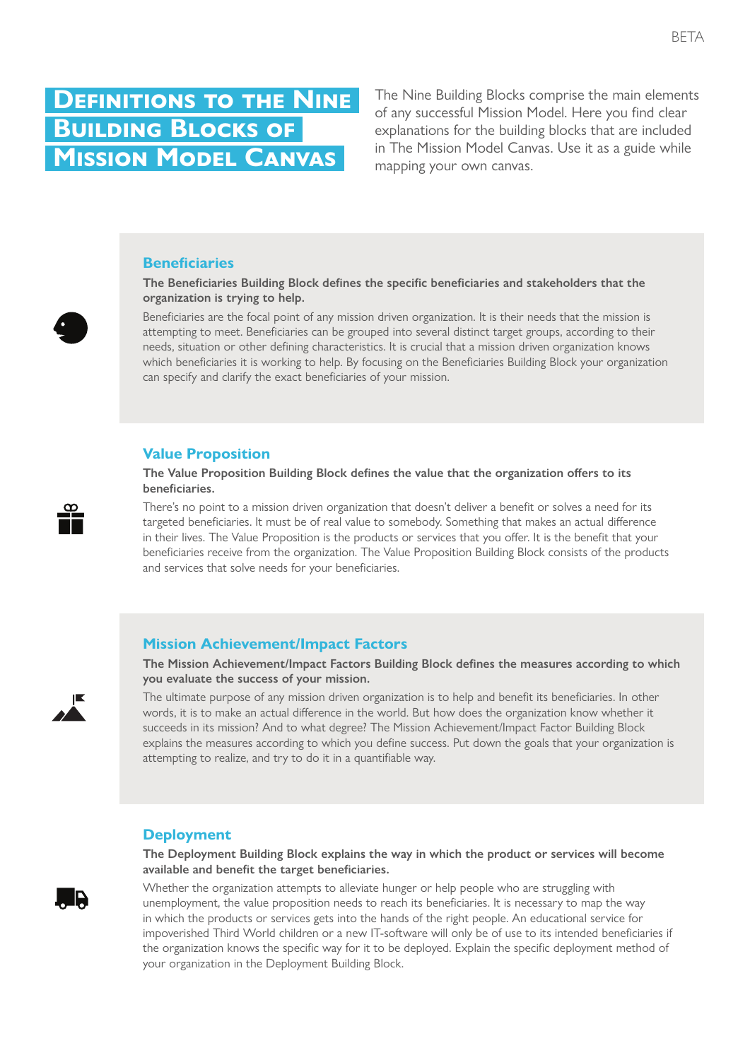# Definitions to the Nine Building Blocks of Mission Model Canvas

The Nine Building Blocks comprise the main elements of any successful Mission Model. Here you find clear explanations for the building blocks that are included in The Mission Model Canvas. Use it as a guide while mapping your own canvas.

## Beneficiaries

**The Beneficiaries Building Block defines the specific beneficiaries and stakeholders that the organization is trying to help.**

Beneficiaries are the focal point of any mission driven organization. It is their needs that the mission is attempting to meet. Beneficiaries can be grouped into several distinct target groups, according to their needs, situation or other defining characteristics. It is crucial that a mission driven organization knows which beneficiaries it is working to help. By focusing on the Beneficiaries Building Block your organization can specify and clarify the exact beneficiaries of your mission.

## Value Proposition

**The Value Proposition Building Block defines the value that the organization offers to its beneficiaries.**

There's no point to a mission driven organization that doesn't deliver a benefit or solves a need for its targeted beneficiaries. It must be of real value to somebody. Something that makes an actual difference in their lives. The Value Proposition is the products or services that you offer. It is the benefit that your beneficiaries receive from the organization. The Value Proposition Building Block consists of the products and services that solve needs for your beneficiaries.

## Mission Achievement/Impact Factors

**The Mission Achievement/Impact Factors Building Block defines the measures according to which you evaluate the success of your mission.**

The ultimate purpose of any mission driven organization is to help and benefit its beneficiaries. In other words, it is to make an actual difference in the world. But how does the organization know whether it succeeds in its mission? And to what degree? The Mission Achievement/Impact Factor Building Block explains the measures according to which you define success. Put down the goals that your organization is attempting to realize, and try to do it in a quantifiable way.

## Deployment

**The Deployment Building Block explains the way in which the product or services will become available and benefit the target beneficiaries.**

Whether the organization attempts to alleviate hunger or help people who are struggling with unemployment, the value proposition needs to reach its beneficiaries. It is necessary to map the way in which the products or services gets into the hands of the right people. An educational service for impoverished Third World children or a new IT-software will only be of use to its intended beneficiaries if the organization knows the specific way for it to be deployed. Explain the specific deployment method of your organization in the Deployment Building Block.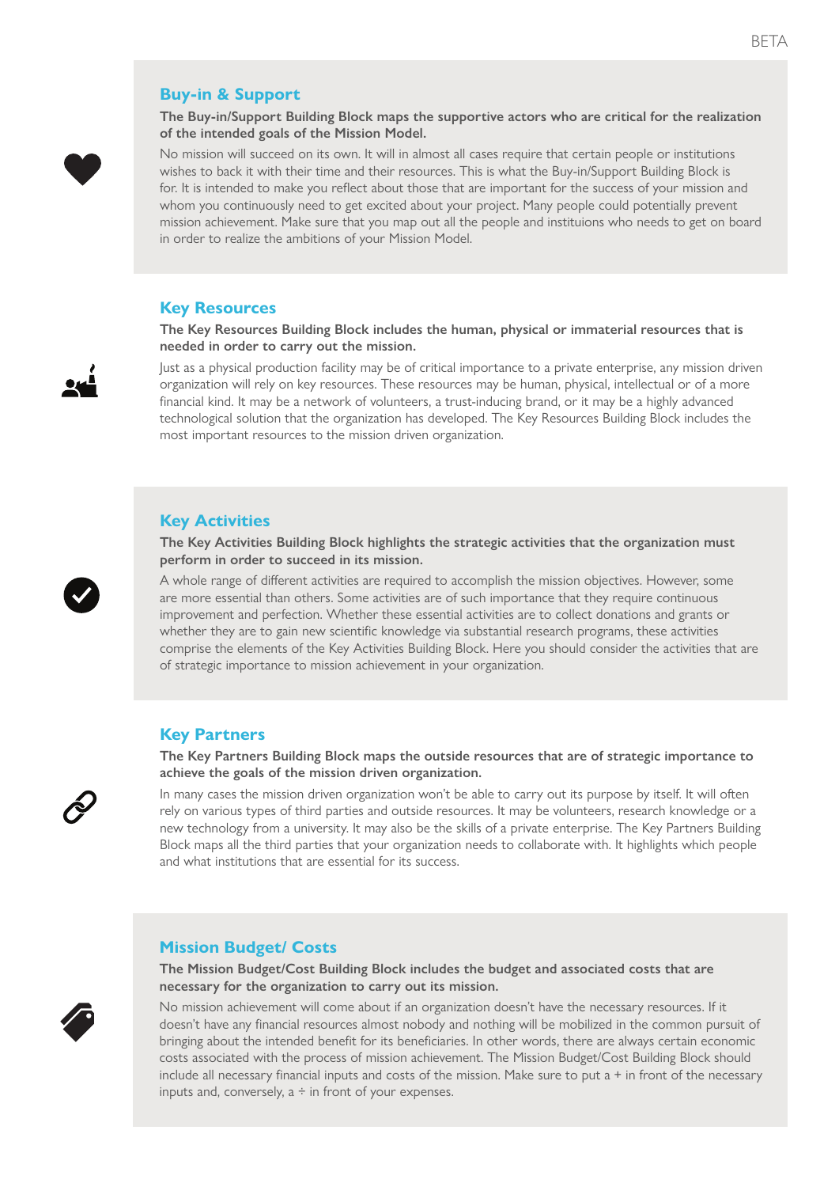## Buy-in & Support

**The Buy-in/Support Building Block maps the supportive actors who are critical for the realization of the intended goals of the Mission Model.**

No mission will succeed on its own. It will in almost all cases require that certain people or institutions wishes to back it with their time and their resources. This is what the Buy-in/Support Building Block is for. It is intended to make you reflect about those that are important for the success of your mission and whom you continuously need to get excited about your project. Many people could potentially prevent mission achievement. Make sure that you map out all the people and instituions who needs to get on board in order to realize the ambitions of your Mission Model.

## Key Resources

**The Key Resources Building Block includes the human, physical or immaterial resources that is needed in order to carry out the mission.**

Just as a physical production facility may be of critical importance to a private enterprise, any mission driven organization will rely on key resources. These resources may be human, physical, intellectual or of a more financial kind. It may be a network of volunteers, a trust-inducing brand, or it may be a highly advanced technological solution that the organization has developed. The Key Resources Building Block includes the most important resources to the mission driven organization.

## Key Activities

**The Key Activities Building Block highlights the strategic activities that the organization must perform in order to succeed in its mission.**

A whole range of different activities are required to accomplish the mission objectives. However, some are more essential than others. Some activities are of such importance that they require continuous improvement and perfection. Whether these essential activities are to collect donations and grants or whether they are to gain new scientific knowledge via substantial research programs, these activities comprise the elements of the Key Activities Building Block. Here you should consider the activities that are of strategic importance to mission achievement in your organization.

## Key Partners

**The Key Partners Building Block maps the outside resources that are of strategic importance to achieve the goals of the mission driven organization.**

In many cases the mission driven organization won't be able to carry out its purpose by itself. It will often rely on various types of third parties and outside resources. It may be volunteers, research knowledge or a new technology from a university. It may also be the skills of a private enterprise. The Key Partners Building Block maps all the third parties that your organization needs to collaborate with. It highlights which people and what institutions that are essential for its success.

## Mission Budget/ Costs

**The Mission Budget/Cost Building Block includes the budget and associated costs that are necessary for the organization to carry out its mission.**

No mission achievement will come about if an organization doesn't have the necessary resources. If it doesn't have any financial resources almost nobody and nothing will be mobilized in the common pursuit of bringing about the intended benefit for its beneficiaries. In other words, there are always certain economic costs associated with the process of mission achievement. The Mission Budget/Cost Building Block should include all necessary financial inputs and costs of the mission. Make sure to put a + in front of the necessary inputs and, conversely, a ÷ in front of your expenses.